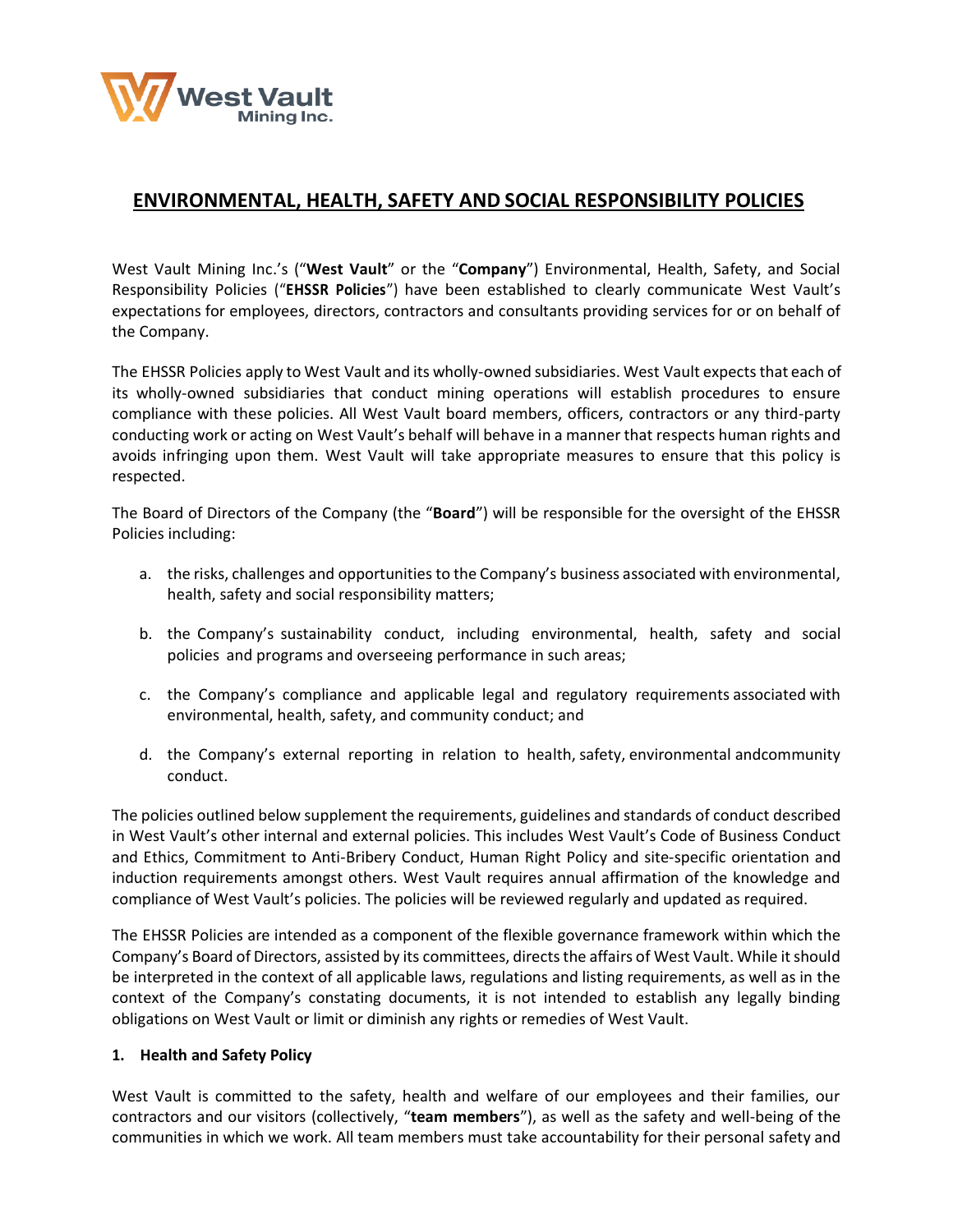# ENVIRONMENTAL, HEALTH, SAFETY AND SOCIAL RESPONSIBILITY POLICIES

West Vault Mining Inc.'s ("**West Vault**" or the "**Company**") Environmental, Health, Safety, and Social Responsibility Policies ("**EHSSR Policies**") have been established to clearly communicate West Vault's expectations for employees, directors, contractors and consultants providing services for or on behalf of the Company.

The EHSSR Policies apply to West Vault and its wholly-owned subsidiaries. West Vault expects that each of its wholly-owned subsidiaries that conduct mining operations will establish procedures to ensure compliance with these policies. All West Vault board members, officers, contractors or any third-party conducting work or acting on West Vault's behalf will behave in a manner that respects human rights and avoids infringing upon them. West Vault will take appropriate measures to ensure that this policy is respected.

The Board of Directors of the Company (the "**Board**") will be responsible for the oversight of the EHSSR Policies including:

a. the risks, challenges and opportunities to the Company's business associated with environmental, health, safety and social responsibility matters;

b. the Company's sustainability conduct, including environmental, health, safety and social policies and programs and overseeing performance in such areas;

c. the Company's compliance and applicable legal and regulatory requirements associated with environmental, health, safety, and community conduct; and

d. the Company's external reporting in relation to health, safety, environmental andcommunity conduct.

The policies outlined below supplement the requirements, guidelines and standards of conduct described in West Vault's other internal and external policies. This includes West Vault's Code of Business Conduct and Ethics, Commitment to Anti-Bribery Conduct, Human Right Policy and site-specific orientation and induction requirements amongst others. West Vault requires annual affirmation of the knowledge and compliance of West Vault's policies. The policies will be reviewed regularly and updated as required.

The EHSSR Policies are intended as a component of the flexible governance framework within which the Company's Board of Directors, assisted by its committees, directs the affairs of West Vault. While it should be interpreted in the context of all applicable laws, regulations and listing requirements, as well as in the context of the Company's constating documents, it is not intended to establish any legally binding obligations on West Vault or limit or diminish any rights or remedies of West Vault.

## 1. Health and Safety Policy

West Vault is committed to the safety, health and welfare of our employees and their families, our contractors and our visitors (collectively, "**team members**"), as well as the safety and well-being of the communities in which we work. All team members must take accountability for their personal safety and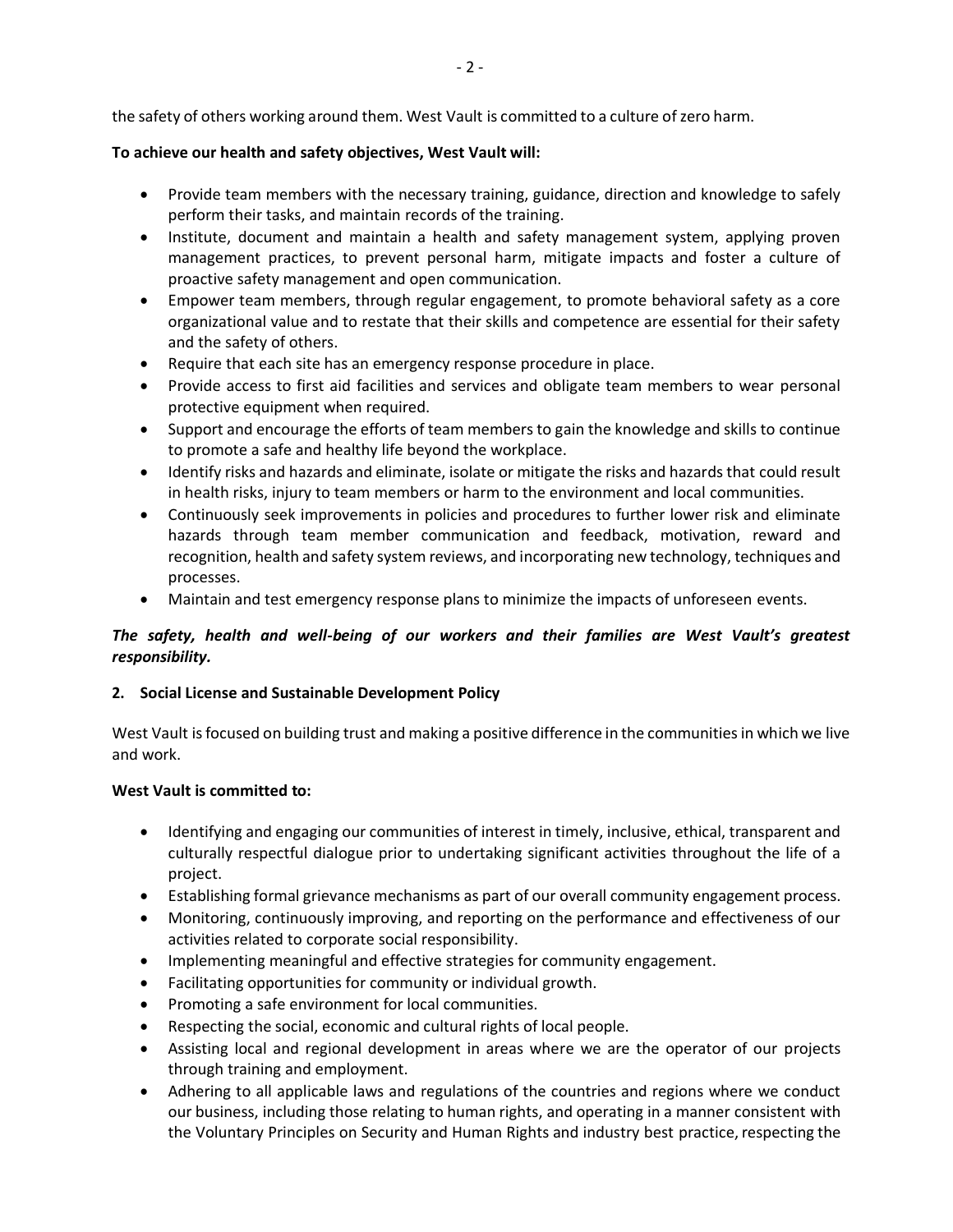the safety of others working around them. West Vault is committed to a culture of zero harm.

**To achieve our health and safety objectives, West Vault will:**

- Provide team members with the necessary training, guidance, direction and knowledge to safely perform their tasks, and maintain records of the training.
- Institute, document and maintain a health and safety management system, applying proven management practices, to prevent personal harm, mitigate impacts and foster a culture of proactive safety management and open communication.
- Empower team members, through regular engagement, to promote behavioral safety as a core organizational value and to restate that their skills and competence are essential for their safety and the safety of others.
- Require that each site has an emergency response procedure in place.
- Provide access to first aid facilities and services and obligate team members to wear personal protective equipment when required.
- Support and encourage the efforts of team members to gain the knowledge and skills to continue to promote a safe and healthy life beyond the workplace.
- Identify risks and hazards and eliminate, isolate or mitigate the risks and hazards that could result in health risks, injury to team members or harm to the environment and local communities.
- Continuously seek improvements in policies and procedures to further lower risk and eliminate hazards through team member communication and feedback, motivation, reward and recognition, health and safety system reviews, and incorporating new technology, techniques and processes.
- Maintain and test emergency response plans to minimize the impacts of unforeseen events.

***The safety, health and well-being of our workers and their families are West Vault's greatest responsibility.***

## 2. Social License and Sustainable Development Policy

West Vault is focused on building trust and making a positive difference in the communities in which we live and work.

**West Vault is committed to:**

- Identifying and engaging our communities of interest in timely, inclusive, ethical, transparent and culturally respectful dialogue prior to undertaking significant activities throughout the life of a project.
- Establishing formal grievance mechanisms as part of our overall community engagement process.
- Monitoring, continuously improving, and reporting on the performance and effectiveness of our activities related to corporate social responsibility.
- Implementing meaningful and effective strategies for community engagement.
- Facilitating opportunities for community or individual growth.
- Promoting a safe environment for local communities.
- Respecting the social, economic and cultural rights of local people.
- Assisting local and regional development in areas where we are the operator of our projects through training and employment.
- Adhering to all applicable laws and regulations of the countries and regions where we conduct our business, including those relating to human rights, and operating in a manner consistent with the Voluntary Principles on Security and Human Rights and industry best practice, respecting the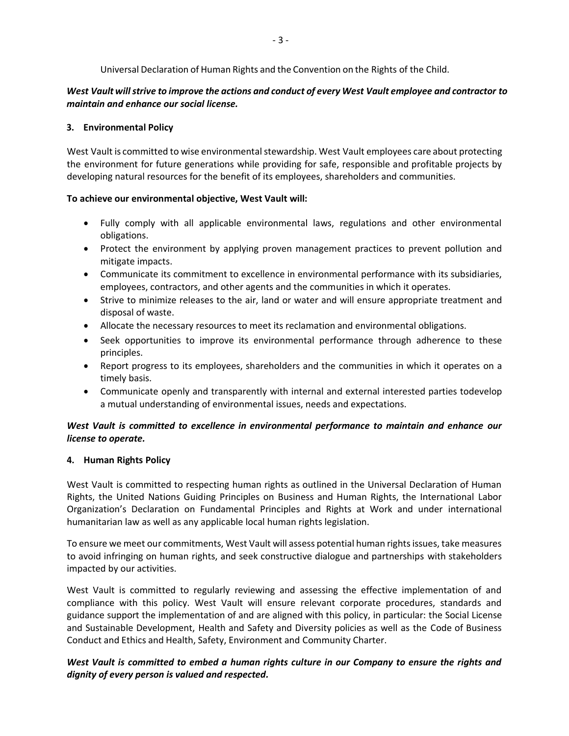Universal Declaration of Human Rights and the Convention on the Rights of the Child.

***West Vault will strive to improve the actions and conduct of every West Vault employee and contractor to maintain and enhance our social license.***

**3. Environmental Policy**

West Vault is committed to wise environmental stewardship. West Vault employees care about protecting the environment for future generations while providing for safe, responsible and profitable projects by developing natural resources for the benefit of its employees, shareholders and communities.

**To achieve our environmental objective, West Vault will:**

- Fully comply with all applicable environmental laws, regulations and other environmental obligations.
- Protect the environment by applying proven management practices to prevent pollution and mitigate impacts.
- Communicate its commitment to excellence in environmental performance with its subsidiaries, employees, contractors, and other agents and the communities in which it operates.
- Strive to minimize releases to the air, land or water and will ensure appropriate treatment and disposal of waste.
- Allocate the necessary resources to meet its reclamation and environmental obligations.
- Seek opportunities to improve its environmental performance through adherence to these principles.
- Report progress to its employees, shareholders and the communities in which it operates on a timely basis.
- Communicate openly and transparently with internal and external interested parties todevelop a mutual understanding of environmental issues, needs and expectations.

***West Vault is committed to excellence in environmental performance to maintain and enhance our license to operate.***

**4. Human Rights Policy**

West Vault is committed to respecting human rights as outlined in the Universal Declaration of Human Rights, the United Nations Guiding Principles on Business and Human Rights, the International Labor Organization's Declaration on Fundamental Principles and Rights at Work and under international humanitarian law as well as any applicable local human rights legislation.

To ensure we meet our commitments, West Vault will assess potential human rights issues, take measures to avoid infringing on human rights, and seek constructive dialogue and partnerships with stakeholders impacted by our activities.

West Vault is committed to regularly reviewing and assessing the effective implementation of and compliance with this policy. West Vault will ensure relevant corporate procedures, standards and guidance support the implementation of and are aligned with this policy, in particular: the Social License and Sustainable Development, Health and Safety and Diversity policies as well as the Code of Business Conduct and Ethics and Health, Safety, Environment and Community Charter.

***West Vault is committed to embed a human rights culture in our Company to ensure the rights and dignity of every person is valued and respected.***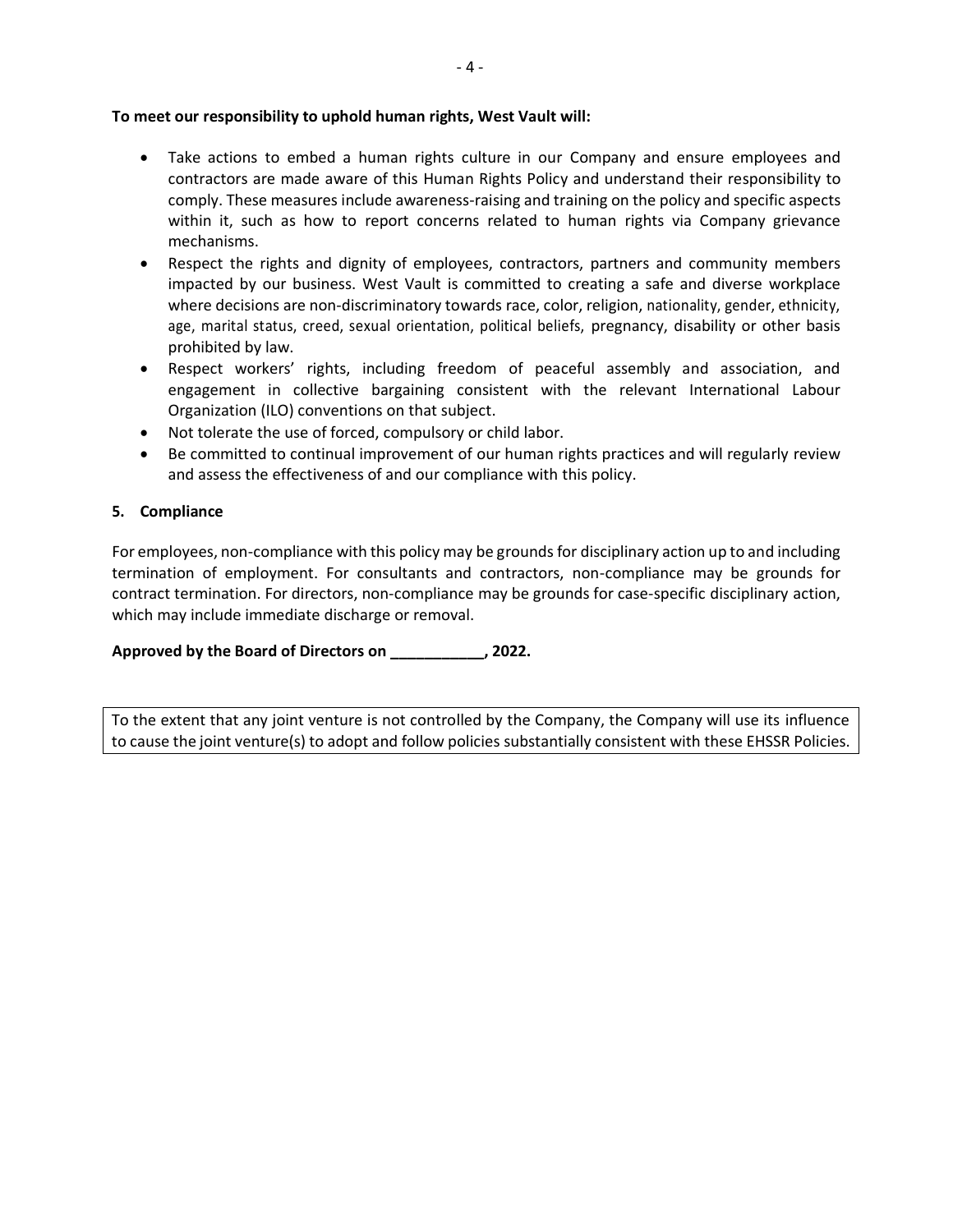**To meet our responsibility to uphold human rights, West Vault will:**

- Take actions to embed a human rights culture in our Company and ensure employees and contractors are made aware of this Human Rights Policy and understand their responsibility to comply. These measures include awareness-raising and training on the policy and specific aspects within it, such as how to report concerns related to human rights via Company grievance mechanisms.
- Respect the rights and dignity of employees, contractors, partners and community members impacted by our business. West Vault is committed to creating a safe and diverse workplace where decisions are non-discriminatory towards race, color, religion, nationality, gender, ethnicity, age, marital status, creed, sexual orientation, political beliefs, pregnancy, disability or other basis prohibited by law.
- Respect workers' rights, including freedom of peaceful assembly and association, and engagement in collective bargaining consistent with the relevant International Labour Organization (ILO) conventions on that subject.
- Not tolerate the use of forced, compulsory or child labor.
- Be committed to continual improvement of our human rights practices and will regularly review and assess the effectiveness of and our compliance with this policy.

## 5. Compliance

For employees, non-compliance with this policy may be grounds for disciplinary action up to and including termination of employment. For consultants and contractors, non-compliance may be grounds for contract termination. For directors, non-compliance may be grounds for case-specific disciplinary action, which may include immediate discharge or removal.

**Approved by the Board of Directors on ___________, 2022.**

To the extent that any joint venture is not controlled by the Company, the Company will use its influence to cause the joint venture(s) to adopt and follow policies substantially consistent with these EHSSR Policies.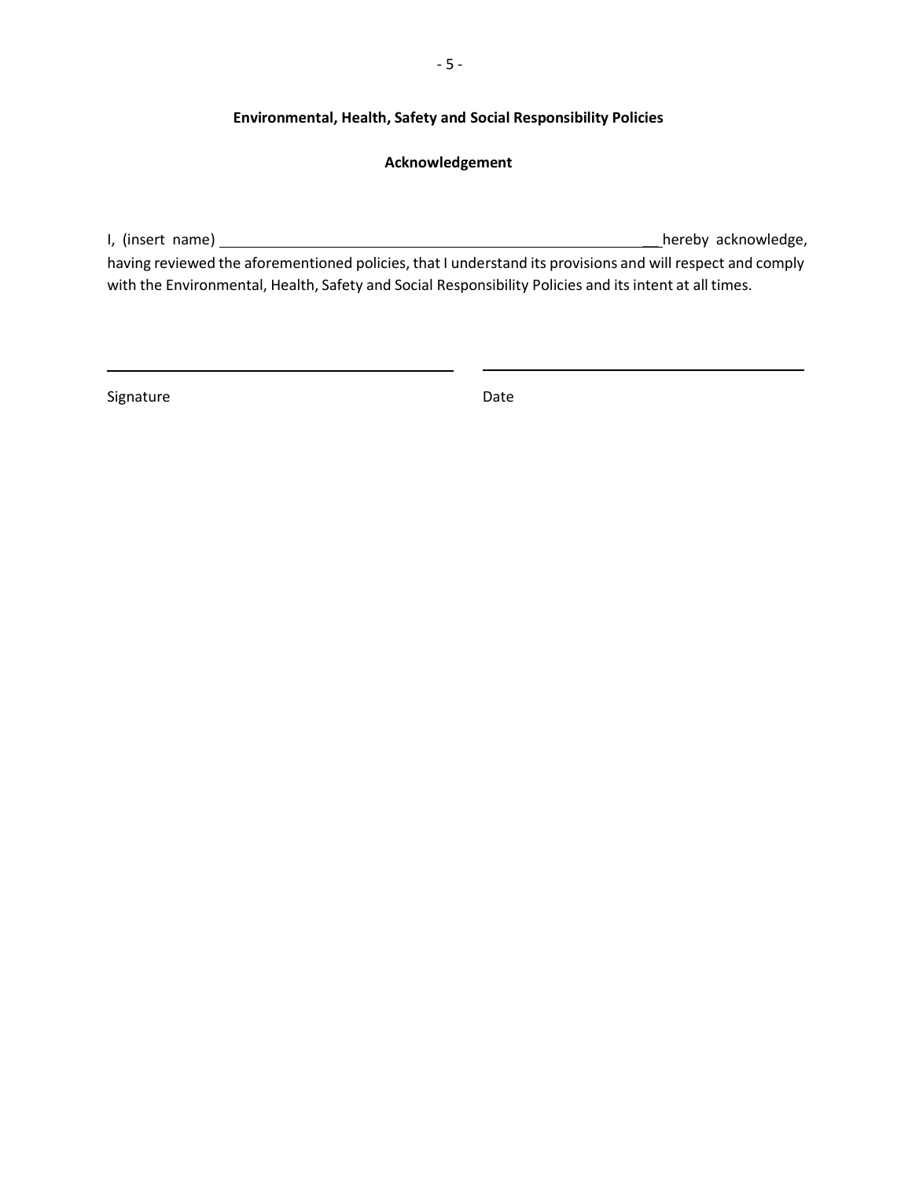**Environmental, Health, Safety and Social Responsibility Policies**

**Acknowledgement**

I, (insert name) ___________________________________________________ hereby acknowledge, having reviewed the aforementioned policies, that I understand its provisions and will respect and comply with the Environmental, Health, Safety and Social Responsibility Policies and its intent at all times.

_______________________________________ _______________________________________

Signature Date